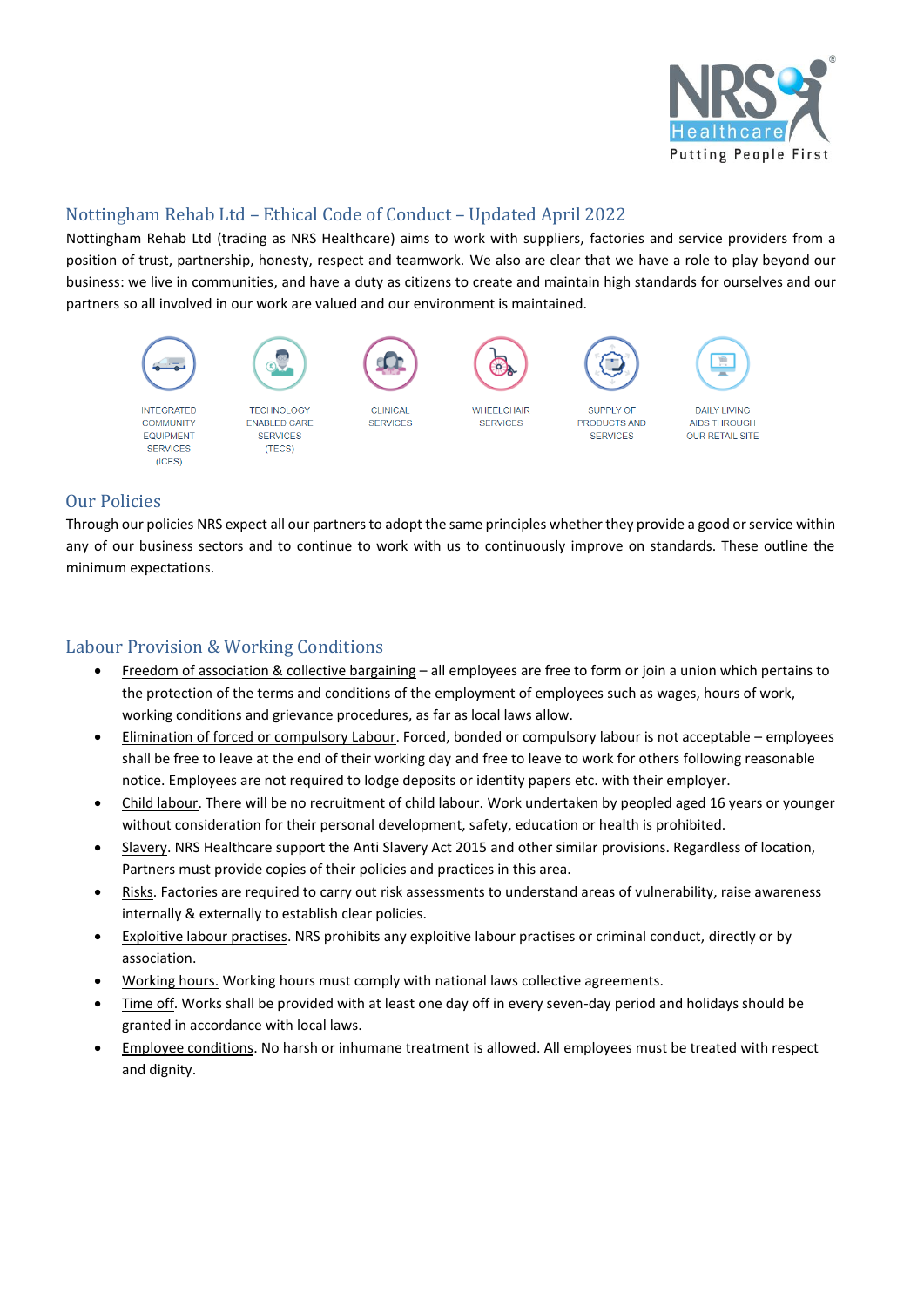# Nottingham Rehab Ltd – Ethical Code of Conduct – Updated April 2022

Nottingham Rehab Ltd (trading as NRS Healthcare) aims to work with suppliers, factories and service providers from a position of trust, partnership, honesty, respect and teamwork. We also are clear that we have a role to play beyond our business: we live in communities, and have a duty as citizens to create and maintain high standards for ourselves and our partners so all involved in our work are valued and our environment is maintained.

INTEGRATED COMMUNITY EQUIPMENT SERVICES (ICES) | TECHNOLOGY ENABLED CARE SERVICES (TECS) | CLINICAL SERVICES | WHEELCHAIR SERVICES | SUPPLY OF PRODUCTS AND SERVICES | DAILY LIVING AIDS THROUGH OUR RETAIL SITE

## Our Policies

Through our policies NRS expect all our partners to adopt the same principles whether they provide a good or service within any of our business sectors and to continue to work with us to continuously improve on standards. These outline the minimum expectations.

## Labour Provision & Working Conditions

- Freedom of association & collective bargaining – all employees are free to form or join a union which pertains to the protection of the terms and conditions of the employment of employees such as wages, hours of work, working conditions and grievance procedures, as far as local laws allow.
- Elimination of forced or compulsory Labour. Forced, bonded or compulsory labour is not acceptable – employees shall be free to leave at the end of their working day and free to leave to work for others following reasonable notice. Employees are not required to lodge deposits or identity papers etc. with their employer.
- Child labour. There will be no recruitment of child labour. Work undertaken by peopled aged 16 years or younger without consideration for their personal development, safety, education or health is prohibited.
- Slavery. NRS Healthcare support the Anti Slavery Act 2015 and other similar provisions. Regardless of location, Partners must provide copies of their policies and practices in this area.
- Risks. Factories are required to carry out risk assessments to understand areas of vulnerability, raise awareness internally & externally to establish clear policies.
- Exploitive labour practises. NRS prohibits any exploitive labour practises or criminal conduct, directly or by association.
- Working hours. Working hours must comply with national laws collective agreements.
- Time off. Works shall be provided with at least one day off in every seven-day period and holidays should be granted in accordance with local laws.
- Employee conditions. No harsh or inhumane treatment is allowed. All employees must be treated with respect and dignity.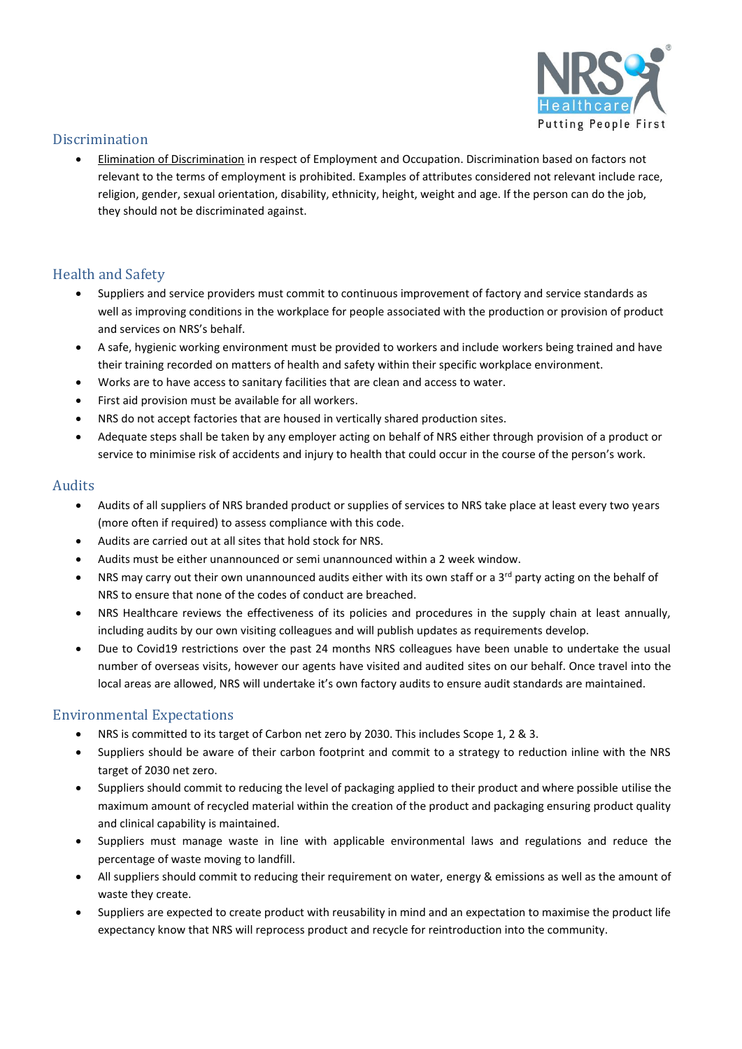## Discrimination

- Elimination of Discrimination in respect of Employment and Occupation. Discrimination based on factors not relevant to the terms of employment is prohibited. Examples of attributes considered not relevant include race, religion, gender, sexual orientation, disability, ethnicity, height, weight and age. If the person can do the job, they should not be discriminated against.

## Health and Safety

- Suppliers and service providers must commit to continuous improvement of factory and service standards as well as improving conditions in the workplace for people associated with the production or provision of product and services on NRS's behalf.
- A safe, hygienic working environment must be provided to workers and include workers being trained and have their training recorded on matters of health and safety within their specific workplace environment.
- Works are to have access to sanitary facilities that are clean and access to water.
- First aid provision must be available for all workers.
- NRS do not accept factories that are housed in vertically shared production sites.
- Adequate steps shall be taken by any employer acting on behalf of NRS either through provision of a product or service to minimise risk of accidents and injury to health that could occur in the course of the person's work.

## Audits

- Audits of all suppliers of NRS branded product or supplies of services to NRS take place at least every two years (more often if required) to assess compliance with this code.
- Audits are carried out at all sites that hold stock for NRS.
- Audits must be either unannounced or semi unannounced within a 2 week window.
- NRS may carry out their own unannounced audits either with its own staff or a 3rd party acting on the behalf of NRS to ensure that none of the codes of conduct are breached.
- NRS Healthcare reviews the effectiveness of its policies and procedures in the supply chain at least annually, including audits by our own visiting colleagues and will publish updates as requirements develop.
- Due to Covid19 restrictions over the past 24 months NRS colleagues have been unable to undertake the usual number of overseas visits, however our agents have visited and audited sites on our behalf. Once travel into the local areas are allowed, NRS will undertake it's own factory audits to ensure audit standards are maintained.

## Environmental Expectations

- NRS is committed to its target of Carbon net zero by 2030. This includes Scope 1, 2 & 3.
- Suppliers should be aware of their carbon footprint and commit to a strategy to reduction inline with the NRS target of 2030 net zero.
- Suppliers should commit to reducing the level of packaging applied to their product and where possible utilise the maximum amount of recycled material within the creation of the product and packaging ensuring product quality and clinical capability is maintained.
- Suppliers must manage waste in line with applicable environmental laws and regulations and reduce the percentage of waste moving to landfill.
- All suppliers should commit to reducing their requirement on water, energy & emissions as well as the amount of waste they create.
- Suppliers are expected to create product with reusability in mind and an expectation to maximise the product life expectancy know that NRS will reprocess product and recycle for reintroduction into the community.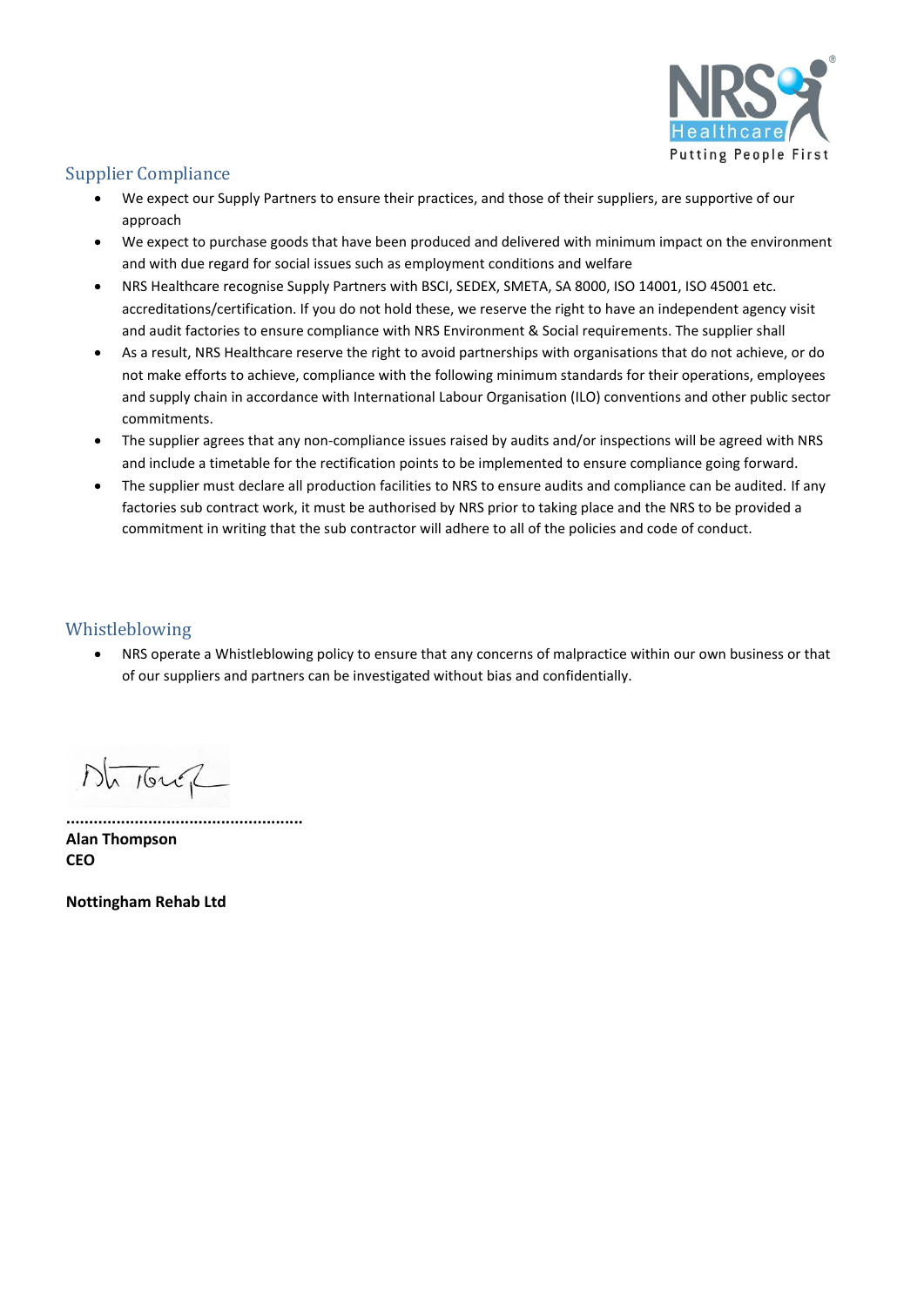## Supplier Compliance

- We expect our Supply Partners to ensure their practices, and those of their suppliers, are supportive of our approach
- We expect to purchase goods that have been produced and delivered with minimum impact on the environment and with due regard for social issues such as employment conditions and welfare
- NRS Healthcare recognise Supply Partners with BSCI, SEDEX, SMETA, SA 8000, ISO 14001, ISO 45001 etc. accreditations/certification. If you do not hold these, we reserve the right to have an independent agency visit and audit factories to ensure compliance with NRS Environment & Social requirements. The supplier shall
- As a result, NRS Healthcare reserve the right to avoid partnerships with organisations that do not achieve, or do not make efforts to achieve, compliance with the following minimum standards for their operations, employees and supply chain in accordance with International Labour Organisation (ILO) conventions and other public sector commitments.
- The supplier agrees that any non-compliance issues raised by audits and/or inspections will be agreed with NRS and include a timetable for the rectification points to be implemented to ensure compliance going forward.
- The supplier must declare all production facilities to NRS to ensure audits and compliance can be audited. If any factories sub contract work, it must be authorised by NRS prior to taking place and the NRS to be provided a commitment in writing that the sub contractor will adhere to all of the policies and code of conduct.

## Whistleblowing

- NRS operate a Whistleblowing policy to ensure that any concerns of malpractice within our own business or that of our suppliers and partners can be investigated without bias and confidentially.

..................................................

**Alan Thompson**
**CEO**

**Nottingham Rehab Ltd**